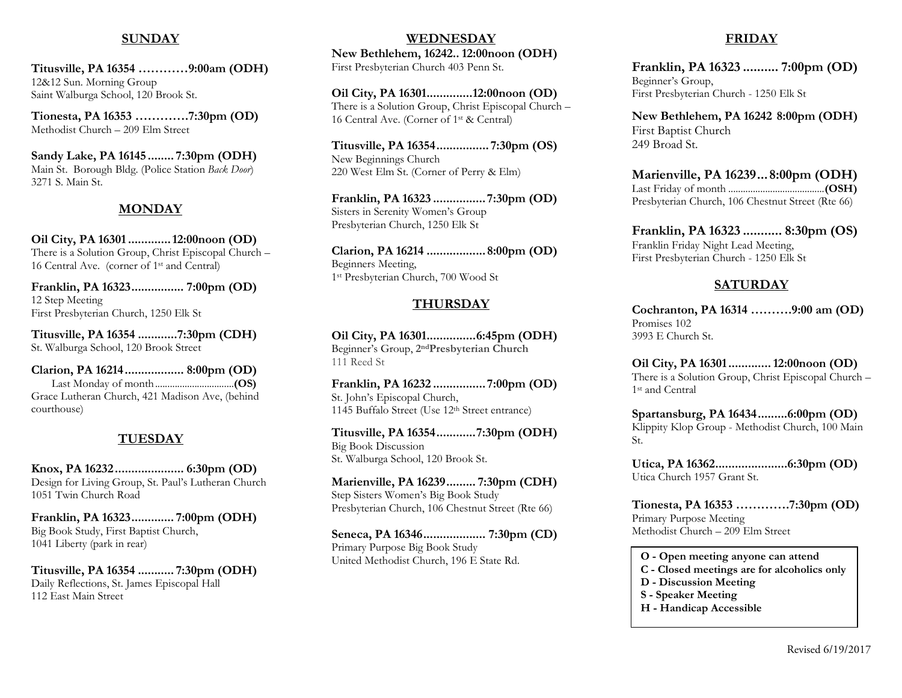## SUNDAY

**Titusville, PA 16354 …………9:00am (ODH)**
12&12 Sun. Morning Group
Saint Walburga School, 120 Brook St.

**Tionesta, PA 16353 …………7:30pm (OD)**
Methodist Church – 209 Elm Street

**Sandy Lake, PA 16145........ 7:30pm (ODH)**
Main St. Borough Bldg. (Police Station *Back Door*)
3271 S. Main St.

## MONDAY

**Oil City, PA 16301............. 12:00noon (OD)**
There is a Solution Group, Christ Episcopal Church – 16 Central Ave. (corner of 1st and Central)

**Franklin, PA 16323................ 7:00pm (OD)**
12 Step Meeting
First Presbyterian Church, 1250 Elk St

**Titusville, PA 16354 ............7:30pm (CDH)**
St. Walburga School, 120 Brook Street

**Clarion, PA 16214.................. 8:00pm (OD)**
Last Monday of month................................**(OS)**
Grace Lutheran Church, 421 Madison Ave, (behind courthouse)

## TUESDAY

**Knox, PA 16232..................... 6:30pm (OD)**
Design for Living Group, St. Paul's Lutheran Church
1051 Twin Church Road

**Franklin, PA 16323............. 7:00pm (ODH)**
Big Book Study, First Baptist Church,
1041 Liberty (park in rear)

**Titusville, PA 16354 ........... 7:30pm (ODH)**
Daily Reflections, St. James Episcopal Hall
112 East Main Street

## WEDNESDAY

**New Bethlehem, 16242.. 12:00noon (ODH)**
First Presbyterian Church 403 Penn St.

**Oil City, PA 16301..............12:00noon (OD)**
There is a Solution Group, Christ Episcopal Church – 16 Central Ave. (Corner of 1st & Central)

**Titusville, PA 16354................ 7:30pm (OS)**
New Beginnings Church
220 West Elm St. (Corner of Perry & Elm)

**Franklin, PA 16323 ................ 7:30pm (OD)**
Sisters in Serenity Women's Group
Presbyterian Church, 1250 Elk St

**Clarion, PA 16214 .................. 8:00pm (OD)**
Beginners Meeting,
1st Presbyterian Church, 700 Wood St

## THURSDAY

**Oil City, PA 16301...............6:45pm (ODH)**
Beginner's Group, **2nd Presbyterian Church**
111 Reed St

**Franklin, PA 16232 ................ 7:00pm (OD)**
St. John's Episcopal Church,
1145 Buffalo Street (Use 12th Street entrance)

**Titusville, PA 16354............7:30pm (ODH)**
Big Book Discussion
St. Walburga School, 120 Brook St.

**Marienville, PA 16239......... 7:30pm (CDH)**
Step Sisters Women's Big Book Study
Presbyterian Church, 106 Chestnut Street (Rte 66)

**Seneca, PA 16346................... 7:30pm (CD)**
Primary Purpose Big Book Study
United Methodist Church, 196 E State Rd.

## FRIDAY

**Franklin, PA 16323 .......... 7:00pm (OD)**
Beginner's Group,
First Presbyterian Church - 1250 Elk St

**New Bethlehem, PA 16242 8:00pm (ODH)**
First Baptist Church
249 Broad St.

**Marienville, PA 16239... 8:00pm (ODH)**
Last Friday of month ......................................**(OSH)**
Presbyterian Church, 106 Chestnut Street (Rte 66)

**Franklin, PA 16323 ........... 8:30pm (OS)**
Franklin Friday Night Lead Meeting,
First Presbyterian Church - 1250 Elk St

## SATURDAY

**Cochranton, PA 16314 ……….9:00 am (OD)**
Promises 102
3993 E Church St.

**Oil City, PA 16301............. 12:00noon (OD)**
There is a Solution Group, Christ Episcopal Church – 1st and Central

**Spartansburg, PA 16434.........6:00pm (OD)**
Klippity Klop Group - Methodist Church, 100 Main St.

**Utica, PA 16362......................6:30pm (OD)**
Utica Church 1957 Grant St.

**Tionesta, PA 16353 …………7:30pm (OD)**
Primary Purpose Meeting
Methodist Church – 209 Elm Street

**O - Open meeting anyone can attend**
**C - Closed meetings are for alcoholics only**
**D - Discussion Meeting**
**S - Speaker Meeting**
**H - Handicap Accessible**

Revised 6/19/2017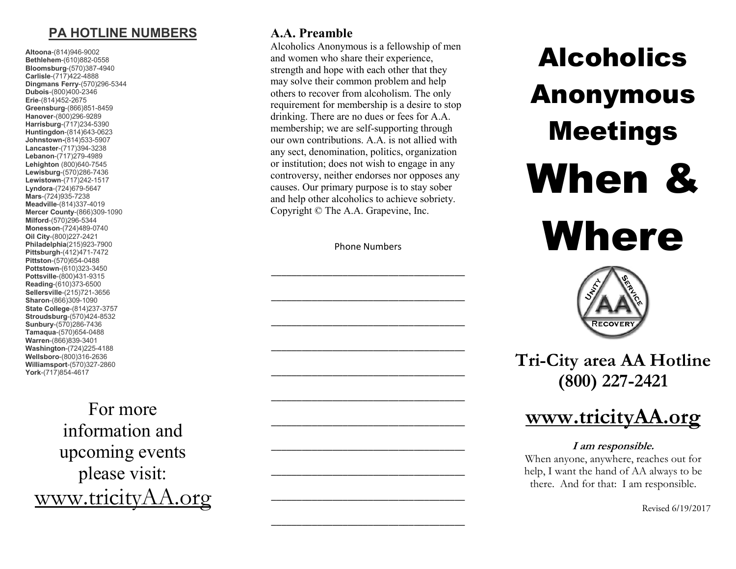## PA HOTLINE NUMBERS

**Altoona**-(814)946-9002
**Bethlehem**-(610)882-0558
**Bloomsburg**-(570)387-4940
**Carlisle**-(717)422-4888
**Dingmans Ferry**-(570)296-5344
**Dubois**-(800)400-2346
**Erie**-(814)452-2675
**Greensburg**-(866)851-8459
**Hanover**-(800)296-9289
**Harrisburg**-(717)234-5390
**Huntingdon**-(814)643-0623
**Johnstown**-(814)533-5907
**Lancaster**-(717)394-3238
**Lebanon**-(717)279-4989
**Lehighton** (800)640-7545
**Lewisburg**-(570)286-7436
**Lewistown**-(717)242-1517
**Lyndora**-(724)679-5647
**Mars**-(724)935-7238
**Meadville**-(814)337-4019
**Mercer County**-(866)309-1090
**Milford**-(570)296-5344
**Monesson**-(724)489-0740
**Oil City**-(800)227-2421
**Philadelphia**(215)923-7900
**Pittsburgh**-(412)471-7472
**Pittston**-(570)654-0488
**Pottstown**-(610)323-3450
**Pottsville**-(800)431-9315
**Reading**-(610)373-6500
**Sellersville**-(215)721-3656
**Sharon**-(866)309-1090
**State College**-(814)237-3757
**Stroudsburg**-(570)424-8532
**Sunbury**-(570)286-7436
**Tamaqua**-(570)654-0488
**Warren**-(866)839-3401
**Washington**-(724)225-4188
**Wellsboro**-(800)316-2636
**Williamsport**-(570)327-2860
**York**-(717)854-4617

For more information and upcoming events please visit: www.tricityAA.org

**A.A. Preamble**

Alcoholics Anonymous is a fellowship of men and women who share their experience, strength and hope with each other that they may solve their common problem and help others to recover from alcoholism. The only requirement for membership is a desire to stop drinking. There are no dues or fees for A.A. membership; we are self-supporting through our own contributions. A.A. is not allied with any sect, denomination, politics, organization or institution; does not wish to engage in any controversy, neither endorses nor opposes any causes. Our primary purpose is to stay sober and help other alcoholics to achieve sobriety. Copyright © The A.A. Grapevine, Inc.

Phone Numbers

\_\_\_\_\_\_\_\_\_\_\_\_\_\_\_\_\_\_\_\_\_\_\_\_\_\_\_\_\_\_\_\_\_\_\_\_

\_\_\_\_\_\_\_\_\_\_\_\_\_\_\_\_\_\_\_\_\_\_\_\_\_\_\_\_\_\_\_\_\_\_\_\_

\_\_\_\_\_\_\_\_\_\_\_\_\_\_\_\_\_\_\_\_\_\_\_\_\_\_\_\_\_\_\_\_\_\_\_\_

\_\_\_\_\_\_\_\_\_\_\_\_\_\_\_\_\_\_\_\_\_\_\_\_\_\_\_\_\_\_\_\_\_\_\_\_

\_\_\_\_\_\_\_\_\_\_\_\_\_\_\_\_\_\_\_\_\_\_\_\_\_\_\_\_\_\_\_\_\_\_\_\_

\_\_\_\_\_\_\_\_\_\_\_\_\_\_\_\_\_\_\_\_\_\_\_\_\_\_\_\_\_\_\_\_\_\_\_\_

\_\_\_\_\_\_\_\_\_\_\_\_\_\_\_\_\_\_\_\_\_\_\_\_\_\_\_\_\_\_\_\_\_\_\_\_

\_\_\_\_\_\_\_\_\_\_\_\_\_\_\_\_\_\_\_\_\_\_\_\_\_\_\_\_\_\_\_\_\_\_\_\_

\_\_\_\_\_\_\_\_\_\_\_\_\_\_\_\_\_\_\_\_\_\_\_\_\_\_\_\_\_\_\_\_\_\_\_\_

\_\_\_\_\_\_\_\_\_\_\_\_\_\_\_\_\_\_\_\_\_\_\_\_\_\_\_\_\_\_\_\_\_\_\_\_

\_\_\_\_\_\_\_\_\_\_\_\_\_\_\_\_\_\_\_\_\_\_\_\_\_\_\_\_\_\_\_\_\_\_\_\_

# Alcoholics Anonymous Meetings

# When & Where

UNITY SERVICE AA RECOVERY

## Tri-City area AA Hotline (800) 227-2421

## www.tricityAA.org

***I am responsible.***

When anyone, anywhere, reaches out for help, I want the hand of AA always to be there. And for that: I am responsible.

Revised 6/19/2017